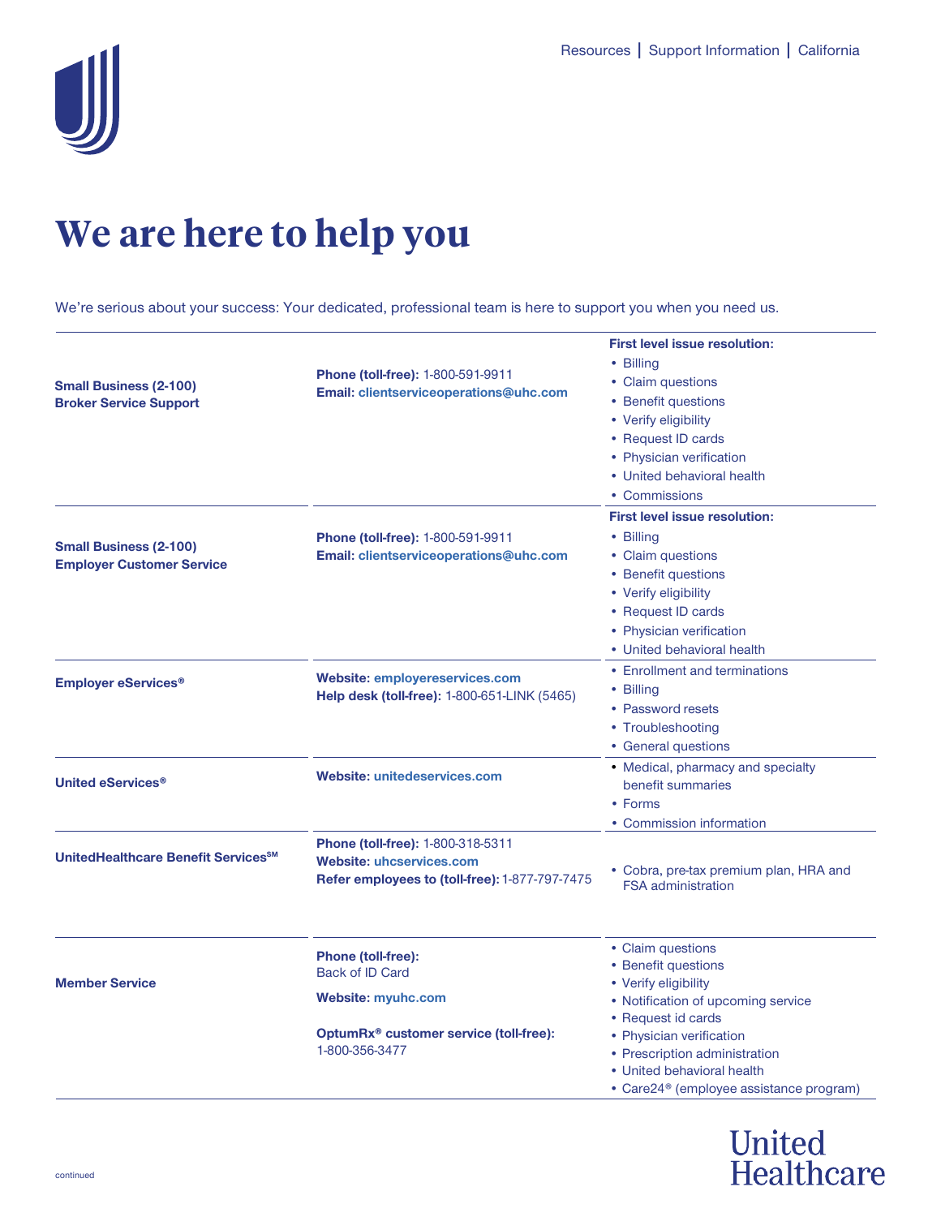# We are here to help you

We're serious about your success: Your dedicated, professional team is here to support you when you need us.

| | | |
|---|---|---|
| **Small Business (2-100) Broker Service Support** | **Phone (toll-free):** 1-800-591-9911<br>**Email:** **clientserviceoperations@uhc.com** | **First level issue resolution:**<br>• Billing<br>• Claim questions<br>• Benefit questions<br>• Verify eligibility<br>• Request ID cards<br>• Physician verification<br>• United behavioral health<br>• Commissions |
| **Small Business (2-100) Employer Customer Service** | **Phone (toll-free):** 1-800-591-9911<br>**Email:** **clientserviceoperations@uhc.com** | **First level issue resolution:**<br>• Billing<br>• Claim questions<br>• Benefit questions<br>• Verify eligibility<br>• Request ID cards<br>• Physician verification<br>• United behavioral health |
| **Employer eServices®** | **Website:** **employereservices.com**<br>**Help desk (toll-free):** 1-800-651-LINK (5465) | • Enrollment and terminations<br>• Billing<br>• Password resets<br>• Troubleshooting<br>• General questions |
| **United eServices®** | **Website:** **unitedeservices.com** | • Medical, pharmacy and specialty benefit summaries<br>• Forms<br>• Commission information |
| **UnitedHealthcare Benefit Services℠** | **Phone (toll-free):** 1-800-318-5311<br>**Website:** **uhcservices.com**<br>**Refer employees to (toll-free):** 1-877-797-7475 | • Cobra, pre-tax premium plan, HRA and FSA administration |
| **Member Service** | **Phone (toll-free):** Back of ID Card<br>**Website:** **myuhc.com**<br>**OptumRx® customer service (toll-free):** 1-800-356-3477 | • Claim questions<br>• Benefit questions<br>• Verify eligibility<br>• Notification of upcoming service<br>• Request id cards<br>• Physician verification<br>• Prescription administration<br>• United behavioral health<br>• Care24® (employee assistance program) |

continued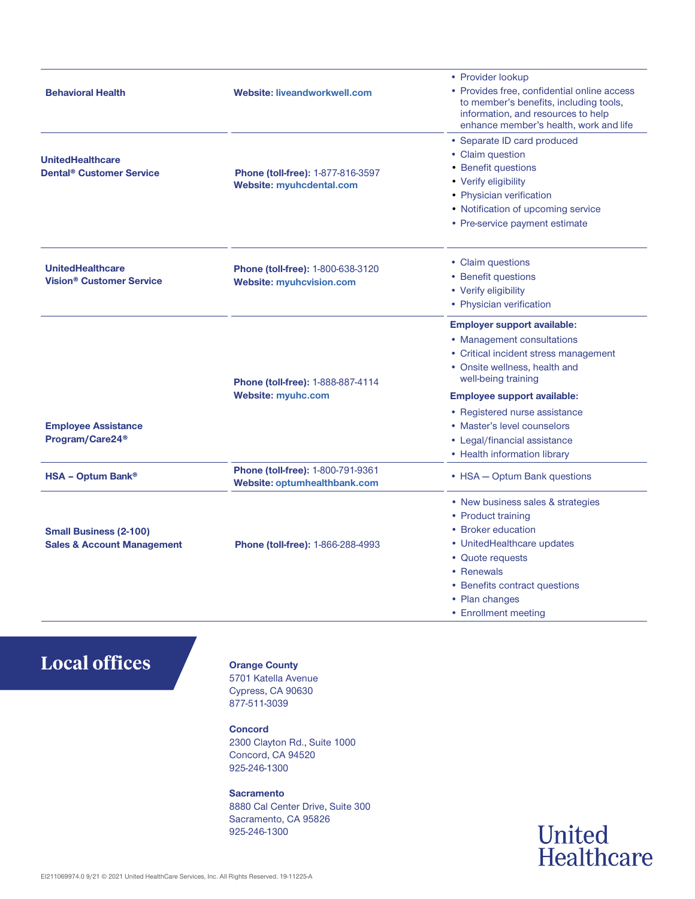| | | |
|---|---|---|
| **Behavioral Health** | **Website:** liveandworkwell.com | • Provider lookup<br>• Provides free, confidential online access to member's benefits, including tools, information, and resources to help enhance member's health, work and life |
| **UnitedHealthcare Dental® Customer Service** | **Phone (toll-free):** 1-877-816-3597<br>**Website:** myuhcdental.com | • Separate ID card produced<br>• Claim question<br>• Benefit questions<br>• Verify eligibility<br>• Physician verification<br>• Notification of upcoming service<br>• Pre-service payment estimate |
| **UnitedHealthcare Vision® Customer Service** | **Phone (toll-free):** 1-800-638-3120<br>**Website:** myuhcvision.com | • Claim questions<br>• Benefit questions<br>• Verify eligibility<br>• Physician verification |
| **Employee Assistance Program/Care24®** | **Phone (toll-free):** 1-888-887-4114<br>**Website:** myuhc.com | **Employer support available:**<br>• Management consultations<br>• Critical incident stress management<br>• Onsite wellness, health and well-being training<br>**Employee support available:**<br>• Registered nurse assistance<br>• Master's level counselors<br>• Legal/financial assistance<br>• Health information library |
| **HSA – Optum Bank®** | **Phone (toll-free):** 1-800-791-9361<br>**Website:** optumhealthbank.com | • HSA — Optum Bank questions |
| **Small Business (2-100) Sales & Account Management** | **Phone (toll-free):** 1-866-288-4993 | • New business sales & strategies<br>• Product training<br>• Broker education<br>• UnitedHealthcare updates<br>• Quote requests<br>• Renewals<br>• Benefits contract questions<br>• Plan changes<br>• Enrollment meeting |

## Local offices

**Orange County**
5701 Katella Avenue
Cypress, CA 90630
877-511-3039

**Concord**
2300 Clayton Rd., Suite 1000
Concord, CA 94520
925-246-1300

**Sacramento**
8880 Cal Center Drive, Suite 300
Sacramento, CA 95826
925-246-1300

United Healthcare

EI211069974.0 9/21 © 2021 United HealthCare Services, Inc. All Rights Reserved. 19-11225-A